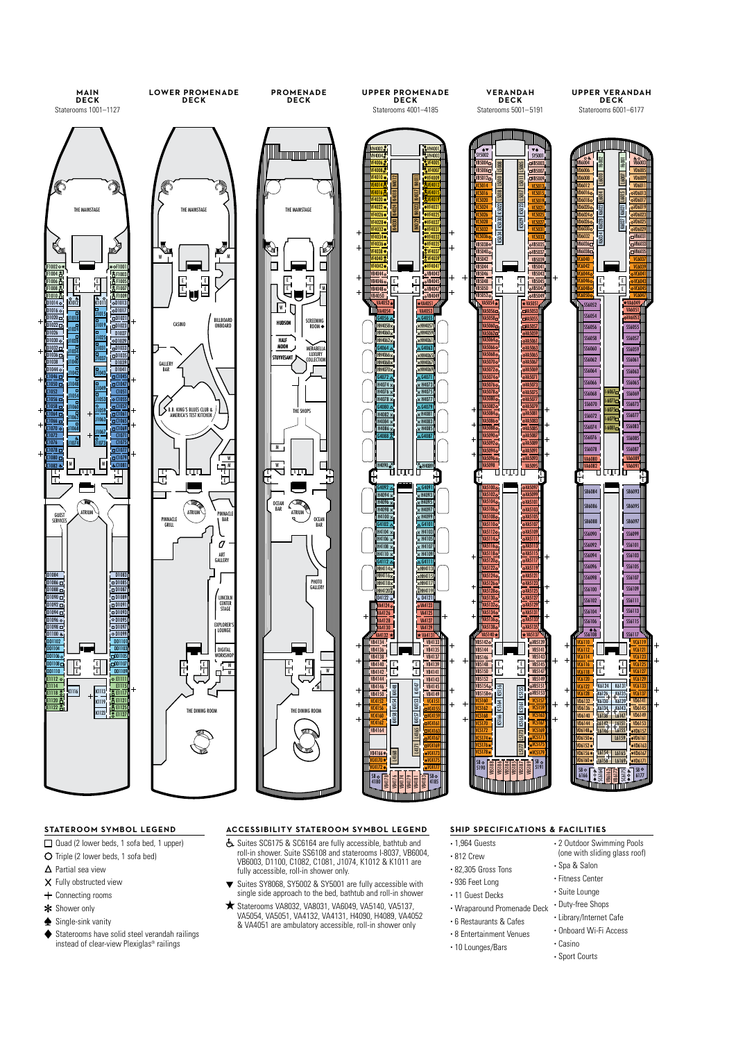**MAIN DECK**
Staterooms 1001–1127

**LOWER PROMENADE DECK**

**PROMENADE DECK**

**UPPER PROMENADE DECK**
Staterooms 4001–4185

**VERANDAH DECK**
Staterooms 5001–5191

**UPPER VERANDAH DECK**
Staterooms 6001–6177

## STATEROOM SYMBOL LEGEND

- Quad (2 lower beds, 1 sofa bed, 1 upper)
- Triple (2 lower beds, 1 sofa bed)
- Partial sea view
- Fully obstructed view
- Connecting rooms
- Shower only
- Single-sink vanity
- Staterooms have solid steel verandah railings instead of clear-view Plexiglas® railings

## ACCESSIBILITY STATEROOM SYMBOL LEGEND

- Suites SC6175 & SC6164 are fully accessible, bathtub and roll-in shower. Suite SS6108 and staterooms I-8037, VB6004, VB6003, D1100, C1082, C1081, J1074, K1012 & K1011 are fully accessible, roll-in shower only.
- Suites SY8068, SY5002 & SY5001 are fully accessible with single side approach to the bed, bathtub and roll-in shower
- Staterooms VA8032, VA8031, VA6049, VA5140, VA5137, VA5054, VA5051, VA4132, VA4131, H4090, H4089, VA4052 & VA4051 are ambulatory accessible, roll-in shower only

## SHIP SPECIFICATIONS & FACILITIES

- 1,964 Guests
- 812 Crew
- 82,305 Gross Tons
- 936 Feet Long
- 11 Guest Decks
- Wraparound Promenade Deck
- 6 Restaurants & Cafes
- 8 Entertainment Venues
- 10 Lounges/Bars
- 2 Outdoor Swimming Pools (one with sliding glass roof)
- Spa & Salon
- Fitness Center
- Suite Lounge
- Duty-free Shops
- Library/Internet Cafe
- Onboard Wi-Fi Access
- Casino
- Sport Courts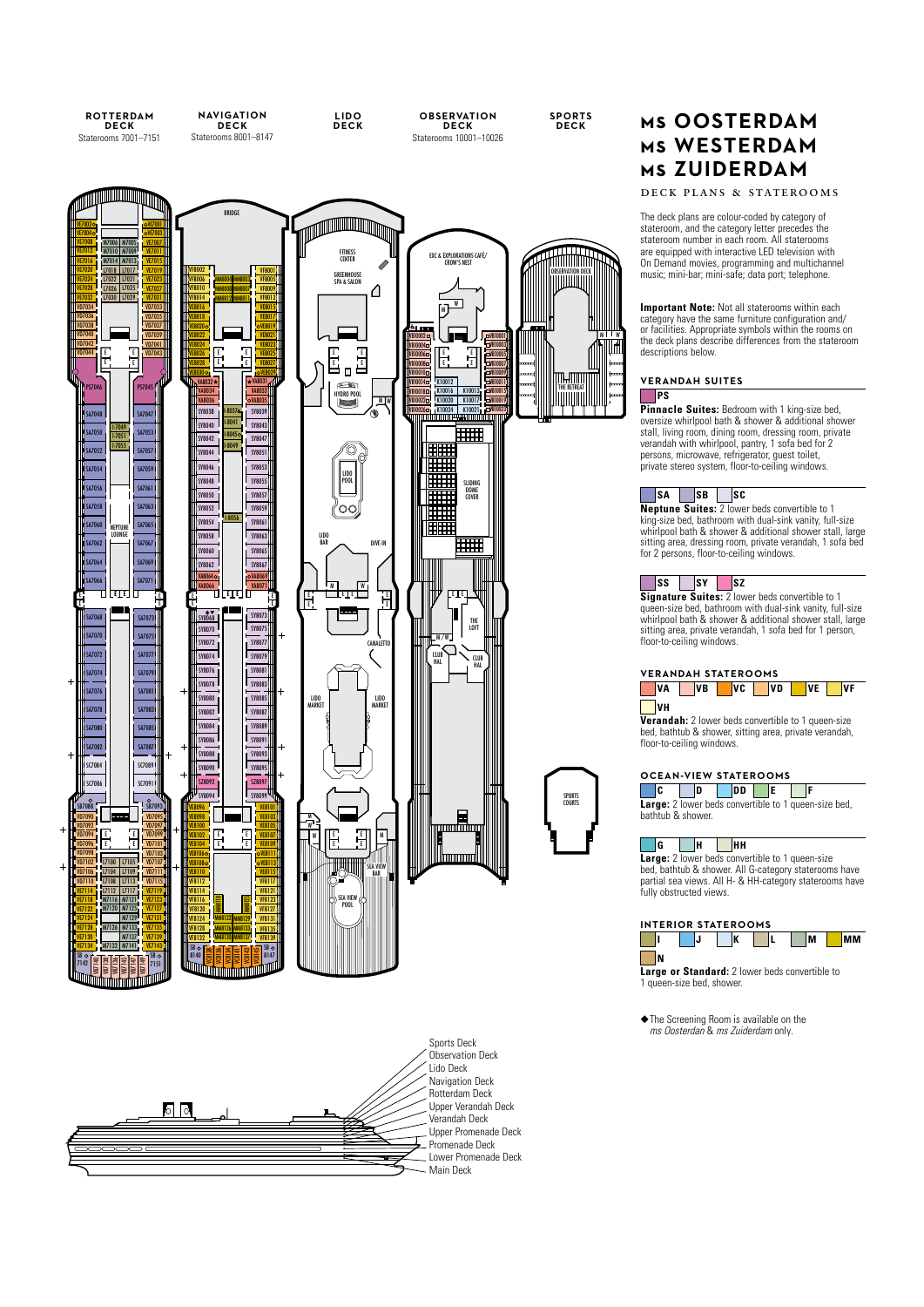# ms OOSTERDAM
# ms WESTERDAM
# ms ZUIDERDAM

DECK PLANS & STATEROOMS

The deck plans are colour-coded by category of stateroom, and the category letter precedes the stateroom number in each room. All staterooms are equipped with interactive LED television with On Demand movies, programming and multichannel music; mini-bar; mini-safe; data port; telephone.

**Important Note:** Not all staterooms within each category have the same furniture configuration and/or facilities. Appropriate symbols within the rooms on the deck plans describe differences from the stateroom descriptions below.

## VERANDAH SUITES

PS

**Pinnacle Suites:** Bedroom with 1 king-size bed, oversize whirlpool bath & shower & additional shower stall, living room, dining room, dressing room, private verandah with whirlpool, pantry, 1 sofa bed for 2 persons, microwave, refrigerator, guest toilet, private stereo system, floor-to-ceiling windows.

SA SB SC

**Neptune Suites:** 2 lower beds convertible to 1 king-size bed, bathroom with dual-sink vanity, full-size whirlpool bath & shower & additional shower stall, large sitting area, dressing room, private verandah, 1 sofa bed for 2 persons, floor-to-ceiling windows.

SS SY SZ

**Signature Suites:** 2 lower beds convertible to 1 queen-size bed, bathroom with dual-sink vanity, full-size whirlpool bath & shower & additional shower stall, large sitting area, private verandah, 1 sofa bed for 1 person, floor-to-ceiling windows.

## VERANDAH STATEROOMS

VA VB VC VD VE VF VH

**Verandah:** 2 lower beds convertible to 1 queen-size bed, bathtub & shower, sitting area, private verandah, floor-to-ceiling windows.

## OCEAN-VIEW STATEROOMS

C D DD E F

**Large:** 2 lower beds convertible to 1 queen-size bed, bathtub & shower.

G H HH

**Large:** 2 lower beds convertible to 1 queen-size bed, bathtub & shower. All G-category staterooms have partial sea views. All H- & HH-category staterooms have fully obstructed views.

## INTERIOR STATEROOMS

I J K L M MM N

**Large or Standard:** 2 lower beds convertible to 1 queen-size bed, shower.

◆ The Screening Room is available on the *ms Oosterdam* & *ms Zuiderdam* only.

ROTTERDAM DECK
Staterooms 7001–7151

NAVIGATION DECK
Staterooms 8001–8147

LIDO DECK

OBSERVATION DECK
Staterooms 10001–10026

SPORTS DECK

BRIDGE
FITNESS CENTER
GREENHOUSE SPA & SALON
HYDRO POOL
LIDO POOL
LIDO BAR
DIVE-IN
CANALETTO
LIDO MARKET
SEA VIEW BAR
SEA VIEW POOL
EXC & EXPLORATIONS CAFE/ CROW'S NEST
SLIDING DOME COVER
THE LOFT
CLUB HAL
OBSERVATION DECK
THE RETREAT
SPORTS COURTS
NEPTUNE LOUNGE

Sports Deck
Observation Deck
Lido Deck
Navigation Deck
Rotterdam Deck
Upper Verandah Deck
Verandah Deck
Upper Promenade Deck
Promenade Deck
Lower Promenade Deck
Main Deck